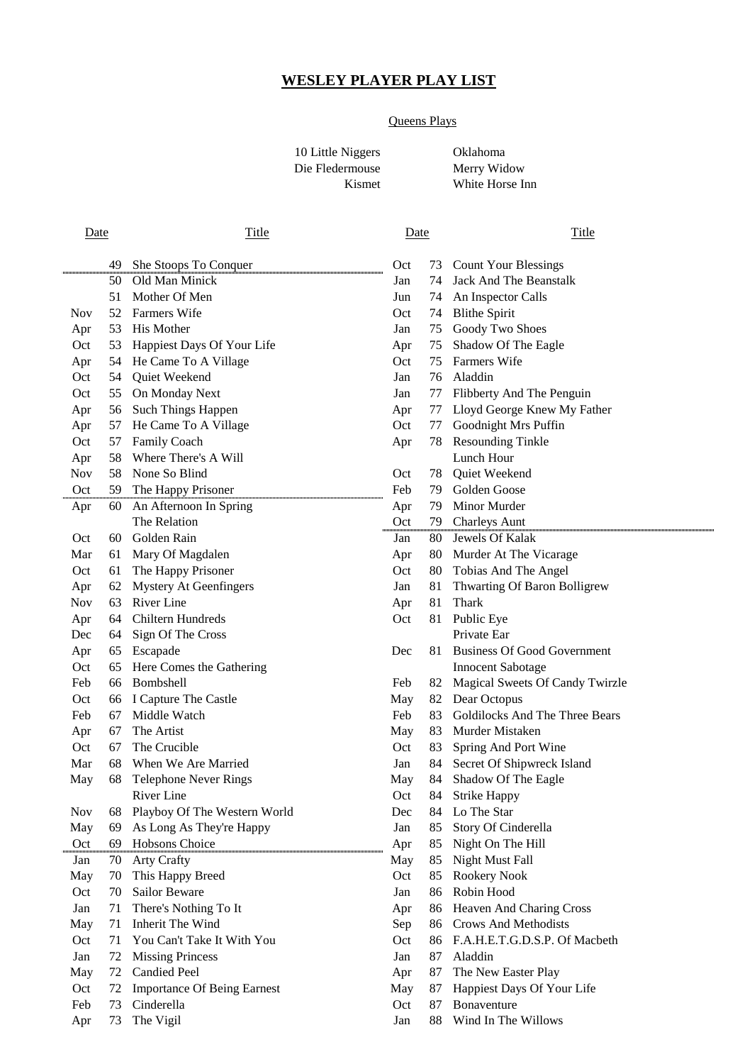# WESLEY PLAYER PLAY LIST

Queens Plays

| | |
|---|---|
| 10 Little Niggers | Oklahoma |
| Die Fledermouse | Merry Widow |
| Kismet | White Horse Inn |

| Date | | Title | Date | | Title |
|---|---|---|---|---|---|
| | 49 | She Stoops To Conquer | Oct | 73 | Count Your Blessings |
| | 50 | Old Man Minick | Jan | 74 | Jack And The Beanstalk |
| | 51 | Mother Of Men | Jun | 74 | An Inspector Calls |
| Nov | 52 | Farmers Wife | Oct | 74 | Blithe Spirit |
| Apr | 53 | His Mother | Jan | 75 | Goody Two Shoes |
| Oct | 53 | Happiest Days Of Your Life | Apr | 75 | Shadow Of The Eagle |
| Apr | 54 | He Came To A Village | Oct | 75 | Farmers Wife |
| Oct | 54 | Quiet Weekend | Jan | 76 | Aladdin |
| Oct | 55 | On Monday Next | Jan | 77 | Flibberty And The Penguin |
| Apr | 56 | Such Things Happen | Apr | 77 | Lloyd George Knew My Father |
| Apr | 57 | He Came To A Village | Oct | 77 | Goodnight Mrs Puffin |
| Oct | 57 | Family Coach | Apr | 78 | Resounding Tinkle |
| Apr | 58 | Where There's A Will | | | Lunch Hour |
| Nov | 58 | None So Blind | Oct | 78 | Quiet Weekend |
| Oct | 59 | The Happy Prisoner | Feb | 79 | Golden Goose |
| Apr | 60 | An Afternoon In Spring | Apr | 79 | Minor Murder |
| | | The Relation | Oct | 79 | Charleys Aunt |
| Oct | 60 | Golden Rain | Jan | 80 | Jewels Of Kalak |
| Mar | 61 | Mary Of Magdalen | Apr | 80 | Murder At The Vicarage |
| Oct | 61 | The Happy Prisoner | Oct | 80 | Tobias And The Angel |
| Apr | 62 | Mystery At Geenfingers | Jan | 81 | Thwarting Of Baron Bolligrew |
| Nov | 63 | River Line | Apr | 81 | Thark |
| Apr | 64 | Chiltern Hundreds | Oct | 81 | Public Eye |
| Dec | 64 | Sign Of The Cross | | | Private Ear |
| Apr | 65 | Escapade | Dec | 81 | Business Of Good Government |
| Oct | 65 | Here Comes the Gathering | | | Innocent Sabotage |
| Feb | 66 | Bombshell | Feb | 82 | Magical Sweets Of Candy Twirzle |
| Oct | 66 | I Capture The Castle | May | 82 | Dear Octopus |
| Feb | 67 | Middle Watch | Feb | 83 | Goldilocks And The Three Bears |
| Apr | 67 | The Artist | May | 83 | Murder Mistaken |
| Oct | 67 | The Crucible | Oct | 83 | Spring And Port Wine |
| Mar | 68 | When We Are Married | Jan | 84 | Secret Of Shipwreck Island |
| May | 68 | Telephone Never Rings | May | 84 | Shadow Of The Eagle |
| | | River Line | Oct | 84 | Strike Happy |
| Nov | 68 | Playboy Of The Western World | Dec | 84 | Lo The Star |
| May | 69 | As Long As They're Happy | Jan | 85 | Story Of Cinderella |
| Oct | 69 | Hobsons Choice | Apr | 85 | Night On The Hill |
| Jan | 70 | Arty Crafty | May | 85 | Night Must Fall |
| May | 70 | This Happy Breed | Oct | 85 | Rookery Nook |
| Oct | 70 | Sailor Beware | Jan | 86 | Robin Hood |
| Jan | 71 | There's Nothing To It | Apr | 86 | Heaven And Charing Cross |
| May | 71 | Inherit The Wind | Sep | 86 | Crows And Methodists |
| Oct | 71 | You Can't Take It With You | Oct | 86 | F.A.H.E.T.G.D.S.P. Of Macbeth |
| Jan | 72 | Missing Princess | Jan | 87 | Aladdin |
| May | 72 | Candied Peel | Apr | 87 | The New Easter Play |
| Oct | 72 | Importance Of Being Earnest | May | 87 | Happiest Days Of Your Life |
| Feb | 73 | Cinderella | Oct | 87 | Bonaventure |
| Apr | 73 | The Vigil | Jan | 88 | Wind In The Willows |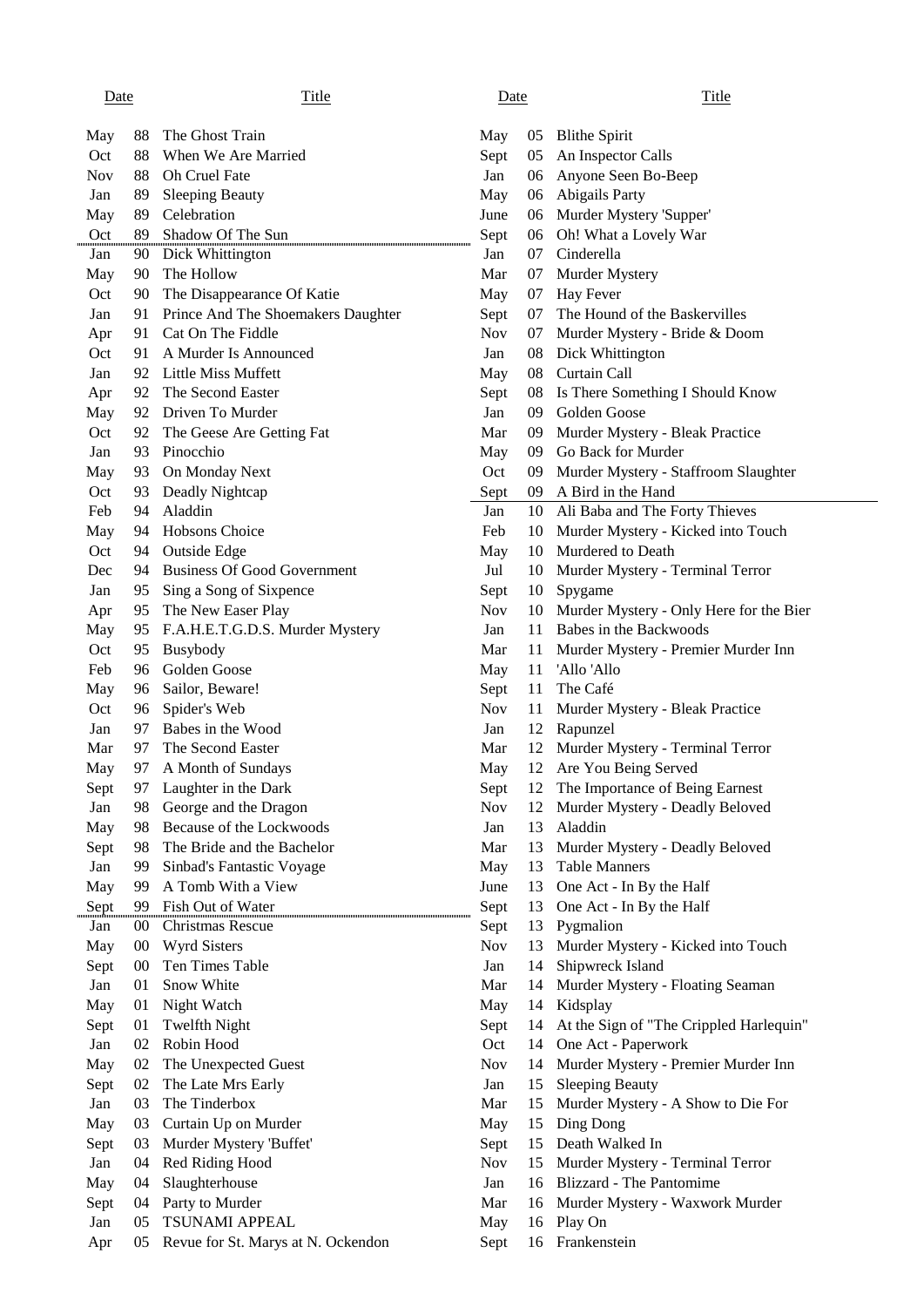| Date | | Title |
|---|---|---|
| May | 88 | The Ghost Train |
| Oct | 88 | When We Are Married |
| Nov | 88 | Oh Cruel Fate |
| Jan | 89 | Sleeping Beauty |
| May | 89 | Celebration |
| Oct | 89 | Shadow Of The Sun |
| Jan | 90 | Dick Whittington |
| May | 90 | The Hollow |
| Oct | 90 | The Disappearance Of Katie |
| Jan | 91 | Prince And The Shoemakers Daughter |
| Apr | 91 | Cat On The Fiddle |
| Oct | 91 | A Murder Is Announced |
| Jan | 92 | Little Miss Muffett |
| Apr | 92 | The Second Easter |
| May | 92 | Driven To Murder |
| Oct | 92 | The Geese Are Getting Fat |
| Jan | 93 | Pinocchio |
| May | 93 | On Monday Next |
| Oct | 93 | Deadly Nightcap |
| Feb | 94 | Aladdin |
| May | 94 | Hobsons Choice |
| Oct | 94 | Outside Edge |
| Dec | 94 | Business Of Good Government |
| Jan | 95 | Sing a Song of Sixpence |
| Apr | 95 | The New Easer Play |
| May | 95 | F.A.H.E.T.G.D.S. Murder Mystery |
| Oct | 95 | Busybody |
| Feb | 96 | Golden Goose |
| May | 96 | Sailor, Beware! |
| Oct | 96 | Spider's Web |
| Jan | 97 | Babes in the Wood |
| Mar | 97 | The Second Easter |
| May | 97 | A Month of Sundays |
| Sept | 97 | Laughter in the Dark |
| Jan | 98 | George and the Dragon |
| May | 98 | Because of the Lockwoods |
| Sept | 98 | The Bride and the Bachelor |
| Jan | 99 | Sinbad's Fantastic Voyage |
| May | 99 | A Tomb With a View |
| Sept | 99 | Fish Out of Water |
| Jan | 00 | Christmas Rescue |
| May | 00 | Wyrd Sisters |
| Sept | 00 | Ten Times Table |
| Jan | 01 | Snow White |
| May | 01 | Night Watch |
| Sept | 01 | Twelfth Night |
| Jan | 02 | Robin Hood |
| May | 02 | The Unexpected Guest |
| Sept | 02 | The Late Mrs Early |
| Jan | 03 | The Tinderbox |
| May | 03 | Curtain Up on Murder |
| Sept | 03 | Murder Mystery 'Buffet' |
| Jan | 04 | Red Riding Hood |
| May | 04 | Slaughterhouse |
| Sept | 04 | Party to Murder |
| Jan | 05 | TSUNAMI APPEAL |
| Apr | 05 | Revue for St. Marys at N. Ockendon |
| May | 05 | Blithe Spirit |
| Sept | 05 | An Inspector Calls |
| Jan | 06 | Anyone Seen Bo-Beep |
| May | 06 | Abigails Party |
| June | 06 | Murder Mystery 'Supper' |
| Sept | 06 | Oh! What a Lovely War |
| Jan | 07 | Cinderella |
| Mar | 07 | Murder Mystery |
| May | 07 | Hay Fever |
| Sept | 07 | The Hound of the Baskervilles |
| Nov | 07 | Murder Mystery - Bride & Doom |
| Jan | 08 | Dick Whittington |
| May | 08 | Curtain Call |
| Sept | 08 | Is There Something I Should Know |
| Jan | 09 | Golden Goose |
| Mar | 09 | Murder Mystery - Bleak Practice |
| May | 09 | Go Back for Murder |
| Oct | 09 | Murder Mystery - Staffroom Slaughter |
| Sept | 09 | A Bird in the Hand |
| Jan | 10 | Ali Baba and The Forty Thieves |
| Feb | 10 | Murder Mystery - Kicked into Touch |
| May | 10 | Murdered to Death |
| Jul | 10 | Murder Mystery - Terminal Terror |
| Sept | 10 | Spygame |
| Nov | 10 | Murder Mystery - Only Here for the Bier |
| Jan | 11 | Babes in the Backwoods |
| Mar | 11 | Murder Mystery - Premier Murder Inn |
| May | 11 | 'Allo 'Allo |
| Sept | 11 | The Café |
| Nov | 11 | Murder Mystery - Bleak Practice |
| Jan | 12 | Rapunzel |
| Mar | 12 | Murder Mystery - Terminal Terror |
| May | 12 | Are You Being Served |
| Sept | 12 | The Importance of Being Earnest |
| Nov | 12 | Murder Mystery - Deadly Beloved |
| Jan | 13 | Aladdin |
| Mar | 13 | Murder Mystery - Deadly Beloved |
| May | 13 | Table Manners |
| June | 13 | One Act - In By the Half |
| Sept | 13 | One Act - In By the Half |
| Sept | 13 | Pygmalion |
| Nov | 13 | Murder Mystery - Kicked into Touch |
| Jan | 14 | Shipwreck Island |
| Mar | 14 | Murder Mystery - Floating Seaman |
| May | 14 | Kidsplay |
| Sept | 14 | At the Sign of "The Crippled Harlequin" |
| Oct | 14 | One Act - Paperwork |
| Nov | 14 | Murder Mystery - Premier Murder Inn |
| Jan | 15 | Sleeping Beauty |
| Mar | 15 | Murder Mystery - A Show to Die For |
| May | 15 | Ding Dong |
| Sept | 15 | Death Walked In |
| Nov | 15 | Murder Mystery - Terminal Terror |
| Jan | 16 | Blizzard - The Pantomime |
| Mar | 16 | Murder Mystery - Waxwork Murder |
| May | 16 | Play On |
| Sept | 16 | Frankenstein |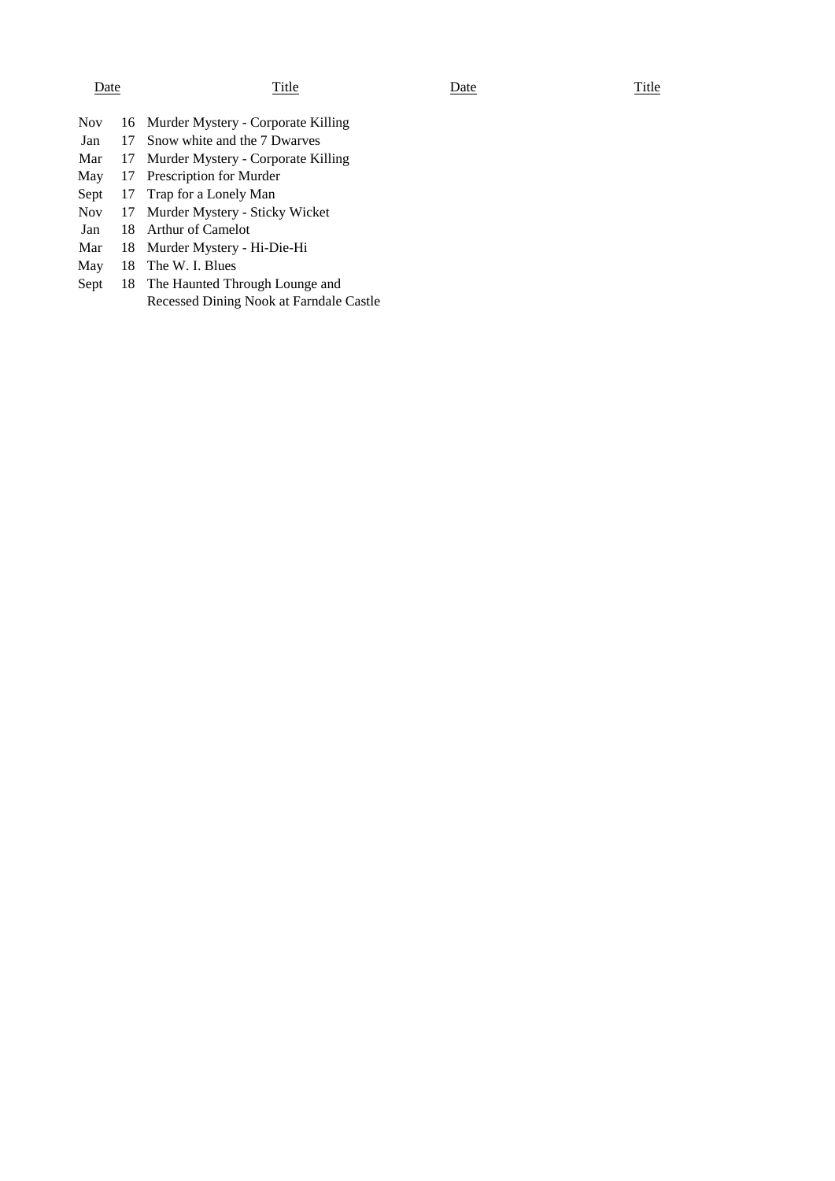| Date | | Title | Date | Title |
|---|---|---|---|---|
| Nov | 16 | Murder Mystery - Corporate Killing | | |
| Jan | 17 | Snow white and the 7 Dwarves | | |
| Mar | 17 | Murder Mystery - Corporate Killing | | |
| May | 17 | Prescription for Murder | | |
| Sept | 17 | Trap for a Lonely Man | | |
| Nov | 17 | Murder Mystery - Sticky Wicket | | |
| Jan | 18 | Arthur of Camelot | | |
| Mar | 18 | Murder Mystery - Hi-Die-Hi | | |
| May | 18 | The W. I. Blues | | |
| Sept | 18 | The Haunted Through Lounge and Recessed Dining Nook at Farndale Castle | | |